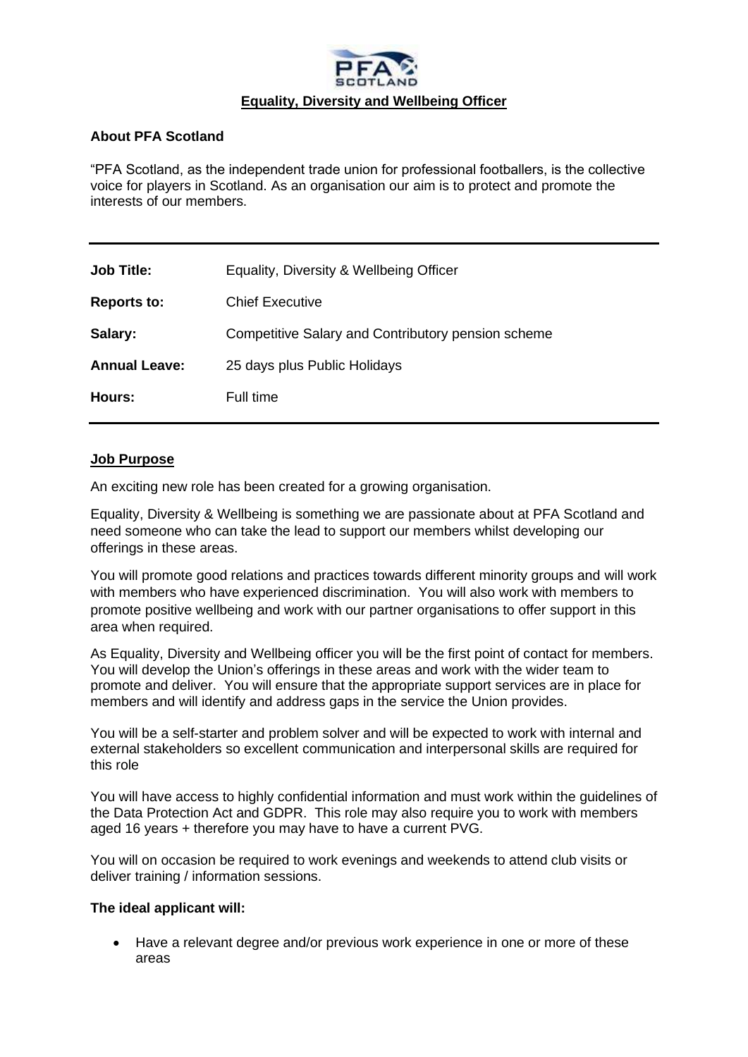# Equality, Diversity and Wellbeing Officer

**About PFA Scotland**

"PFA Scotland, as the independent trade union for professional footballers, is the collective voice for players in Scotland. As an organisation our aim is to protect and promote the interests of our members.

| | |
|---|---|
| **Job Title:** | Equality, Diversity & Wellbeing Officer |
| **Reports to:** | Chief Executive |
| **Salary:** | Competitive Salary and Contributory pension scheme |
| **Annual Leave:** | 25 days plus Public Holidays |
| **Hours:** | Full time |

## Job Purpose

An exciting new role has been created for a growing organisation.

Equality, Diversity & Wellbeing is something we are passionate about at PFA Scotland and need someone who can take the lead to support our members whilst developing our offerings in these areas.

You will promote good relations and practices towards different minority groups and will work with members who have experienced discrimination. You will also work with members to promote positive wellbeing and work with our partner organisations to offer support in this area when required.

As Equality, Diversity and Wellbeing officer you will be the first point of contact for members. You will develop the Union's offerings in these areas and work with the wider team to promote and deliver. You will ensure that the appropriate support services are in place for members and will identify and address gaps in the service the Union provides.

You will be a self-starter and problem solver and will be expected to work with internal and external stakeholders so excellent communication and interpersonal skills are required for this role

You will have access to highly confidential information and must work within the guidelines of the Data Protection Act and GDPR. This role may also require you to work with members aged 16 years + therefore you may have to have a current PVG.

You will on occasion be required to work evenings and weekends to attend club visits or deliver training / information sessions.

**The ideal applicant will:**

- Have a relevant degree and/or previous work experience in one or more of these areas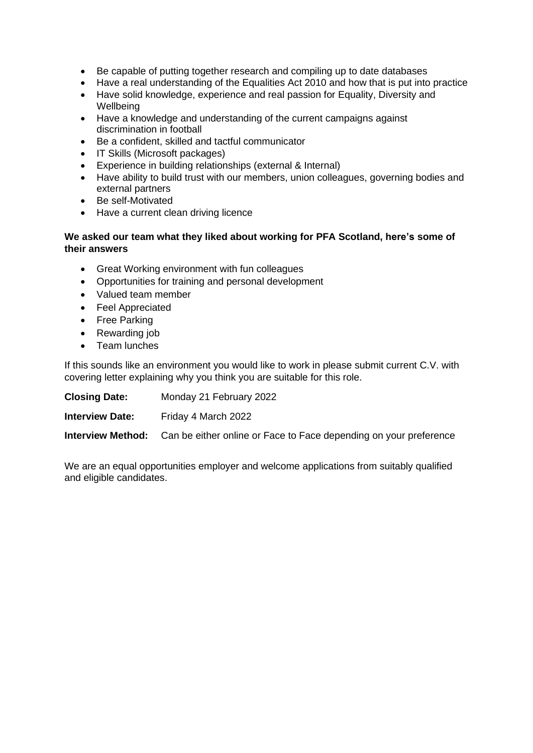- Be capable of putting together research and compiling up to date databases
- Have a real understanding of the Equalities Act 2010 and how that is put into practice
- Have solid knowledge, experience and real passion for Equality, Diversity and Wellbeing
- Have a knowledge and understanding of the current campaigns against discrimination in football
- Be a confident, skilled and tactful communicator
- IT Skills (Microsoft packages)
- Experience in building relationships (external & Internal)
- Have ability to build trust with our members, union colleagues, governing bodies and external partners
- Be self-Motivated
- Have a current clean driving licence

**We asked our team what they liked about working for PFA Scotland, here's some of their answers**

- Great Working environment with fun colleagues
- Opportunities for training and personal development
- Valued team member
- Feel Appreciated
- Free Parking
- Rewarding job
- Team lunches

If this sounds like an environment you would like to work in please submit current C.V. with covering letter explaining why you think you are suitable for this role.

**Closing Date:** Monday 21 February 2022

**Interview Date:** Friday 4 March 2022

**Interview Method:** Can be either online or Face to Face depending on your preference

We are an equal opportunities employer and welcome applications from suitably qualified and eligible candidates.